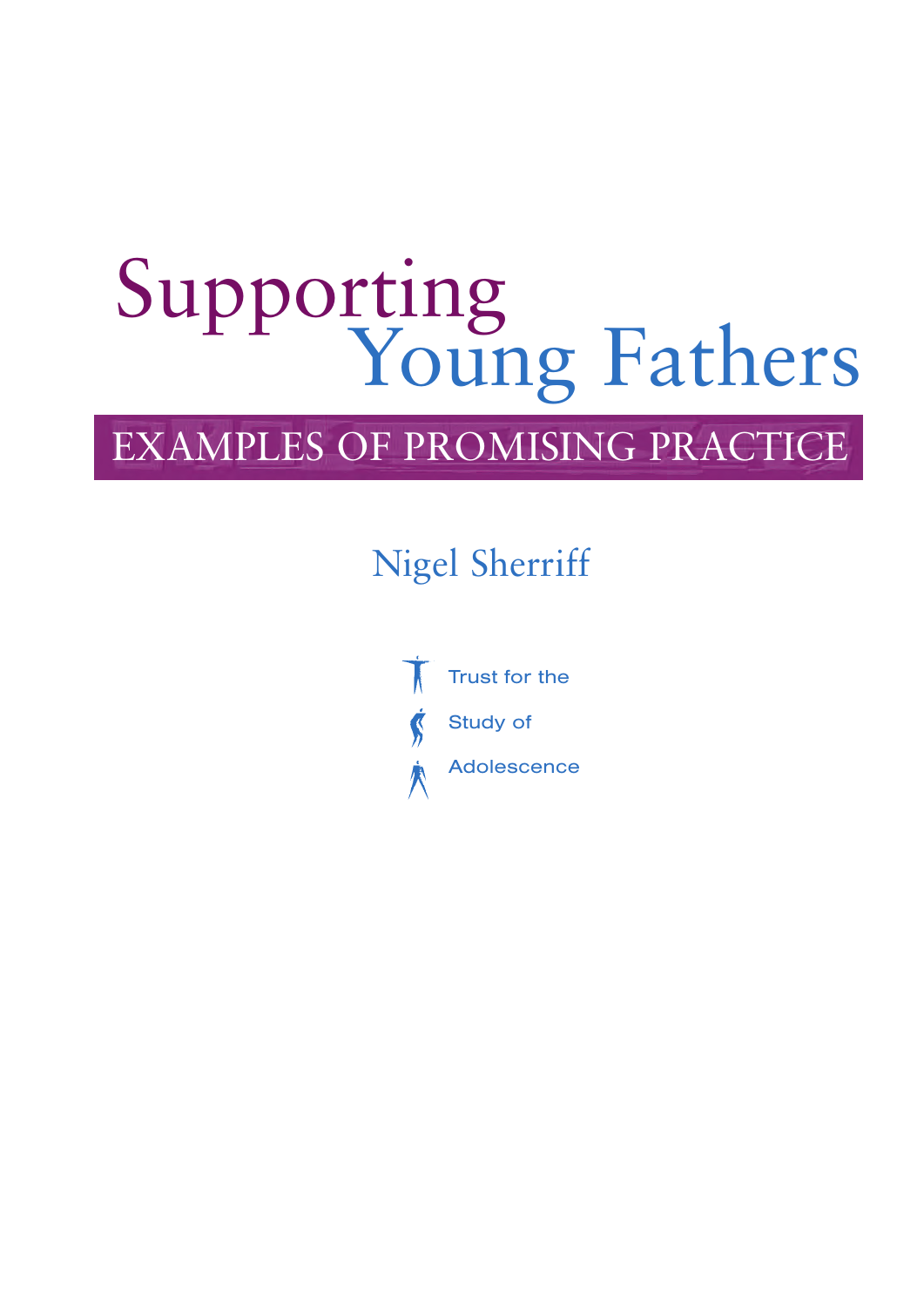# Supporting Young Fathers

## EXAMPLES OF PROMISING PRACTICE

Nigel Sherriff

Trust for the Study of Adolescence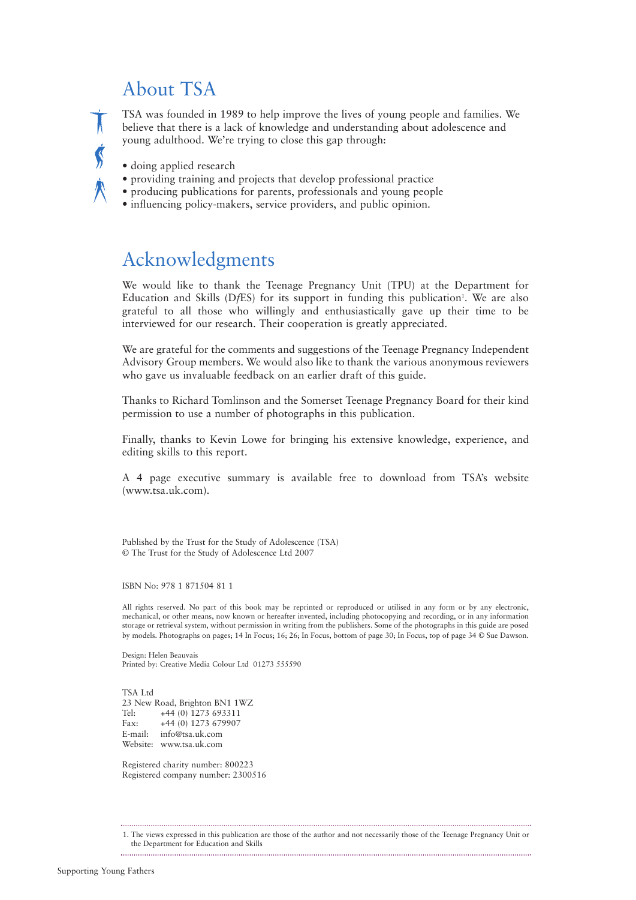## About TSA

TSA was founded in 1989 to help improve the lives of young people and families. We believe that there is a lack of knowledge and understanding about adolescence and young adulthood. We're trying to close this gap through:

- doing applied research
- providing training and projects that develop professional practice
- producing publications for parents, professionals and young people
- influencing policy-makers, service providers, and public opinion.

## Acknowledgments

We would like to thank the Teenage Pregnancy Unit (TPU) at the Department for Education and Skills (D*f*ES) for its support in funding this publication[1]. We are also grateful to all those who willingly and enthusiastically gave up their time to be interviewed for our research. Their cooperation is greatly appreciated.

We are grateful for the comments and suggestions of the Teenage Pregnancy Independent Advisory Group members. We would also like to thank the various anonymous reviewers who gave us invaluable feedback on an earlier draft of this guide.

Thanks to Richard Tomlinson and the Somerset Teenage Pregnancy Board for their kind permission to use a number of photographs in this publication.

Finally, thanks to Kevin Lowe for bringing his extensive knowledge, experience, and editing skills to this report.

A 4 page executive summary is available free to download from TSA's website (www.tsa.uk.com).

Published by the Trust for the Study of Adolescence (TSA)
© The Trust for the Study of Adolescence Ltd 2007

ISBN No: 978 1 871504 81 1

All rights reserved. No part of this book may be reprinted or reproduced or utilised in any form or by any electronic, mechanical, or other means, now known or hereafter invented, including photocopying and recording, or in any information storage or retrieval system, without permission in writing from the publishers. Some of the photographs in this guide are posed by models. Photographs on pages; 14 In Focus; 16; 26; In Focus, bottom of page 30; In Focus, top of page 34 © Sue Dawson.

Design: Helen Beauvais
Printed by: Creative Media Colour Ltd 01273 555590

TSA Ltd
23 New Road, Brighton BN1 1WZ
Tel: +44 (0) 1273 693311
Fax: +44 (0) 1273 679907
E-mail: info@tsa.uk.com
Website: www.tsa.uk.com

Registered charity number: 800223
Registered company number: 2300516

1. The views expressed in this publication are those of the author and not necessarily those of the Teenage Pregnancy Unit or the Department for Education and Skills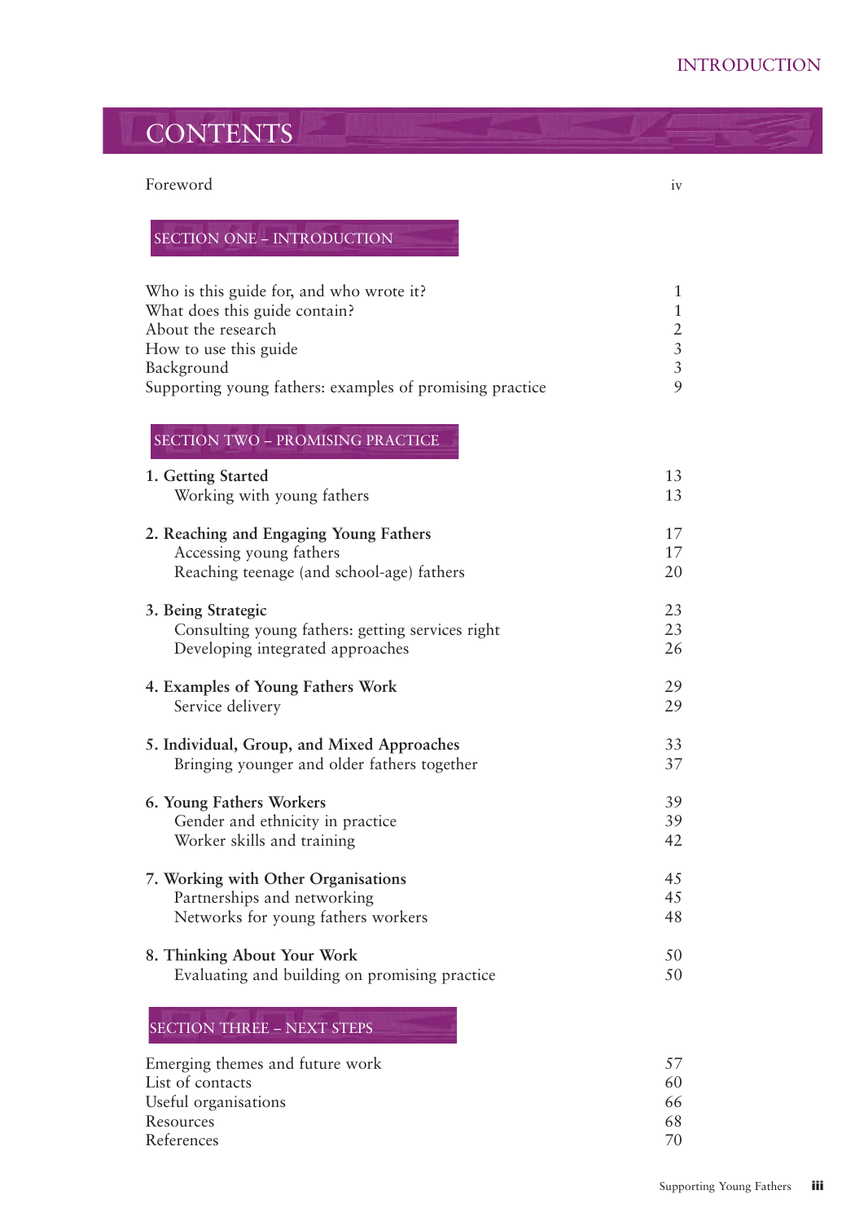# CONTENTS

Foreword iv

## SECTION ONE – INTRODUCTION

| | |
|---|---|
| Who is this guide for, and who wrote it? | 1 |
| What does this guide contain? | 1 |
| About the research | 2 |
| How to use this guide | 3 |
| Background | 3 |
| Supporting young fathers: examples of promising practice | 9 |

## SECTION TWO – PROMISING PRACTICE

| | |
|---|---|
| **1. Getting Started** | 13 |
| Working with young fathers | 13 |
| **2. Reaching and Engaging Young Fathers** | 17 |
| Accessing young fathers | 17 |
| Reaching teenage (and school-age) fathers | 20 |
| **3. Being Strategic** | 23 |
| Consulting young fathers: getting services right | 23 |
| Developing integrated approaches | 26 |
| **4. Examples of Young Fathers Work** | 29 |
| Service delivery | 29 |
| **5. Individual, Group, and Mixed Approaches** | 33 |
| Bringing younger and older fathers together | 37 |
| **6. Young Fathers Workers** | 39 |
| Gender and ethnicity in practice | 39 |
| Worker skills and training | 42 |
| **7. Working with Other Organisations** | 45 |
| Partnerships and networking | 45 |
| Networks for young fathers workers | 48 |
| **8. Thinking About Your Work** | 50 |
| Evaluating and building on promising practice | 50 |

## SECTION THREE – NEXT STEPS

| | |
|---|---|
| Emerging themes and future work | 57 |
| List of contacts | 60 |
| Useful organisations | 66 |
| Resources | 68 |
| References | 70 |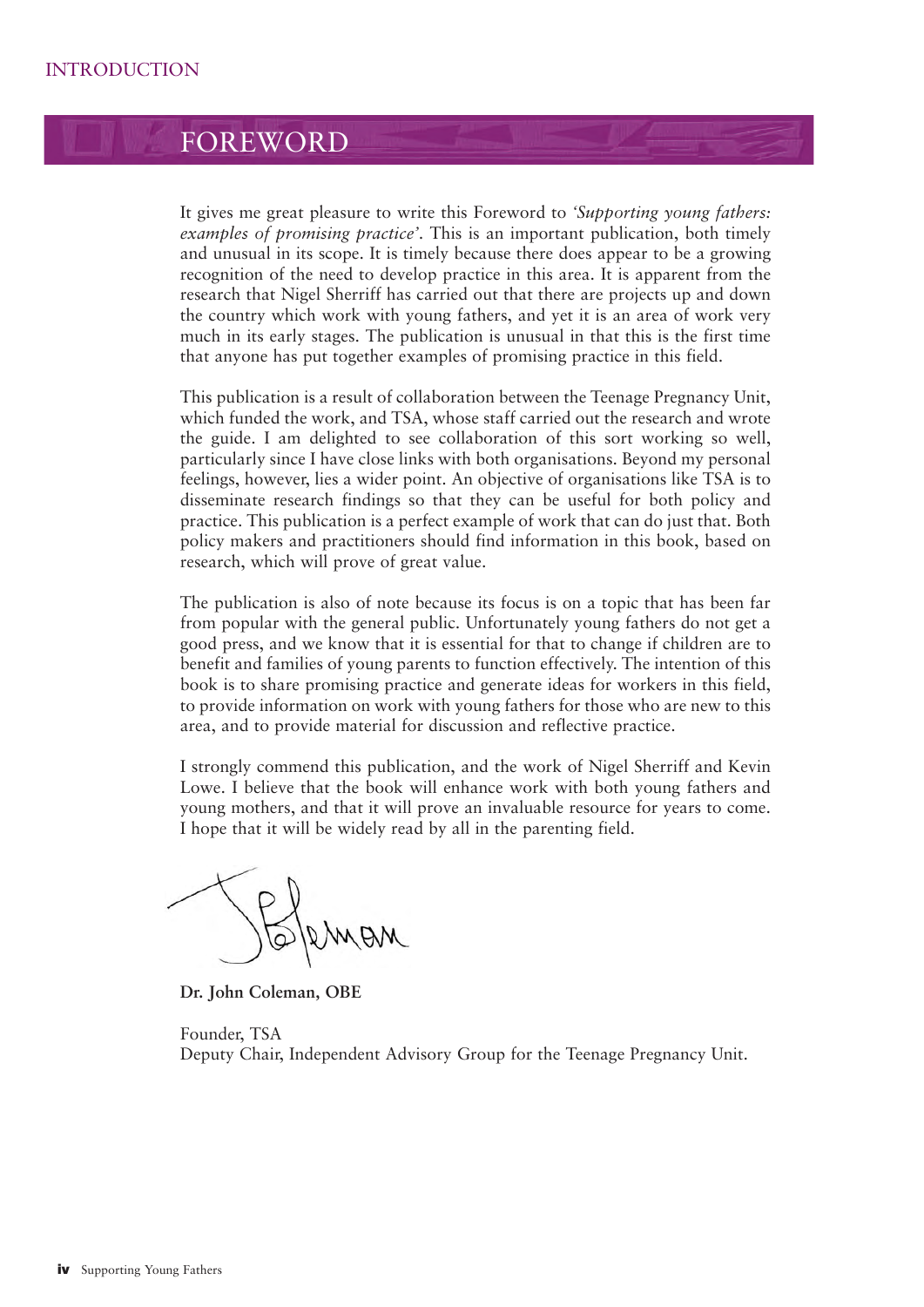# FOREWORD

It gives me great pleasure to write this Foreword to *'Supporting young fathers: examples of promising practice'*. This is an important publication, both timely and unusual in its scope. It is timely because there does appear to be a growing recognition of the need to develop practice in this area. It is apparent from the research that Nigel Sherriff has carried out that there are projects up and down the country which work with young fathers, and yet it is an area of work very much in its early stages. The publication is unusual in that this is the first time that anyone has put together examples of promising practice in this field.

This publication is a result of collaboration between the Teenage Pregnancy Unit, which funded the work, and TSA, whose staff carried out the research and wrote the guide. I am delighted to see collaboration of this sort working so well, particularly since I have close links with both organisations. Beyond my personal feelings, however, lies a wider point. An objective of organisations like TSA is to disseminate research findings so that they can be useful for both policy and practice. This publication is a perfect example of work that can do just that. Both policy makers and practitioners should find information in this book, based on research, which will prove of great value.

The publication is also of note because its focus is on a topic that has been far from popular with the general public. Unfortunately young fathers do not get a good press, and we know that it is essential for that to change if children are to benefit and families of young parents to function effectively. The intention of this book is to share promising practice and generate ideas for workers in this field, to provide information on work with young fathers for those who are new to this area, and to provide material for discussion and reflective practice.

I strongly commend this publication, and the work of Nigel Sherriff and Kevin Lowe. I believe that the book will enhance work with both young fathers and young mothers, and that it will prove an invaluable resource for years to come. I hope that it will be widely read by all in the parenting field.

**Dr. John Coleman, OBE**

Founder, TSA
Deputy Chair, Independent Advisory Group for the Teenage Pregnancy Unit.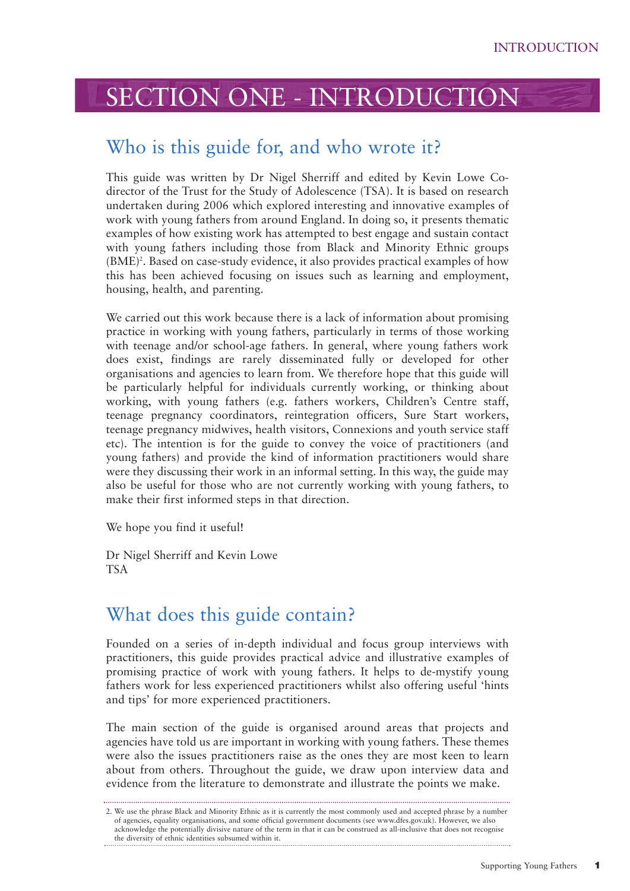# SECTION ONE - INTRODUCTION

## Who is this guide for, and who wrote it?

This guide was written by Dr Nigel Sherriff and edited by Kevin Lowe Co-director of the Trust for the Study of Adolescence (TSA). It is based on research undertaken during 2006 which explored interesting and innovative examples of work with young fathers from around England. In doing so, it presents thematic examples of how existing work has attempted to best engage and sustain contact with young fathers including those from Black and Minority Ethnic groups (BME)[2]. Based on case-study evidence, it also provides practical examples of how this has been achieved focusing on issues such as learning and employment, housing, health, and parenting.

We carried out this work because there is a lack of information about promising practice in working with young fathers, particularly in terms of those working with teenage and/or school-age fathers. In general, where young fathers work does exist, findings are rarely disseminated fully or developed for other organisations and agencies to learn from. We therefore hope that this guide will be particularly helpful for individuals currently working, or thinking about working, with young fathers (e.g. fathers workers, Children's Centre staff, teenage pregnancy coordinators, reintegration officers, Sure Start workers, teenage pregnancy midwives, health visitors, Connexions and youth service staff etc). The intention is for the guide to convey the voice of practitioners (and young fathers) and provide the kind of information practitioners would share were they discussing their work in an informal setting. In this way, the guide may also be useful for those who are not currently working with young fathers, to make their first informed steps in that direction.

We hope you find it useful!

Dr Nigel Sherriff and Kevin Lowe
TSA

## What does this guide contain?

Founded on a series of in-depth individual and focus group interviews with practitioners, this guide provides practical advice and illustrative examples of promising practice of work with young fathers. It helps to de-mystify young fathers work for less experienced practitioners whilst also offering useful 'hints and tips' for more experienced practitioners.

The main section of the guide is organised around areas that projects and agencies have told us are important in working with young fathers. These themes were also the issues practitioners raise as the ones they are most keen to learn about from others. Throughout the guide, we draw upon interview data and evidence from the literature to demonstrate and illustrate the points we make.

---

2. We use the phrase Black and Minority Ethnic as it is currently the most commonly used and accepted phrase by a number of agencies, equality organisations, and some official government documents (see www.dfes.gov.uk). However, we also acknowledge the potentially divisive nature of the term in that it can be construed as all-inclusive that does not recognise the diversity of ethnic identities subsumed within it.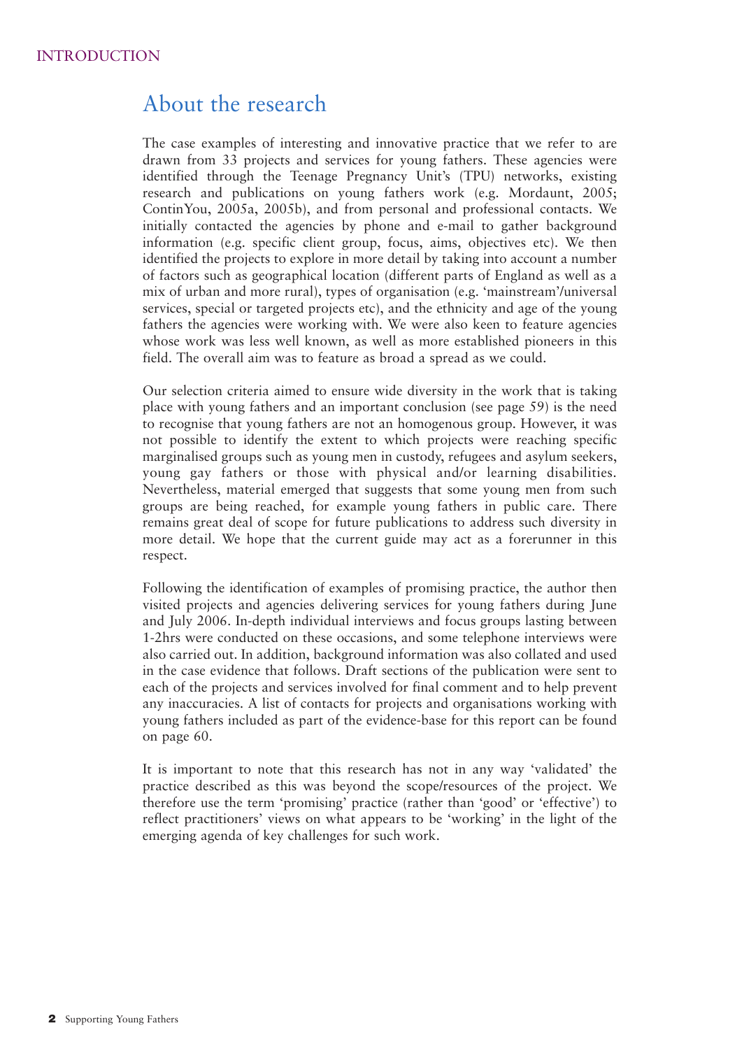## About the research

The case examples of interesting and innovative practice that we refer to are drawn from 33 projects and services for young fathers. These agencies were identified through the Teenage Pregnancy Unit's (TPU) networks, existing research and publications on young fathers work (e.g. Mordaunt, 2005; ContinYou, 2005a, 2005b), and from personal and professional contacts. We initially contacted the agencies by phone and e-mail to gather background information (e.g. specific client group, focus, aims, objectives etc). We then identified the projects to explore in more detail by taking into account a number of factors such as geographical location (different parts of England as well as a mix of urban and more rural), types of organisation (e.g. 'mainstream'/universal services, special or targeted projects etc), and the ethnicity and age of the young fathers the agencies were working with. We were also keen to feature agencies whose work was less well known, as well as more established pioneers in this field. The overall aim was to feature as broad a spread as we could.

Our selection criteria aimed to ensure wide diversity in the work that is taking place with young fathers and an important conclusion (see page 59) is the need to recognise that young fathers are not an homogenous group. However, it was not possible to identify the extent to which projects were reaching specific marginalised groups such as young men in custody, refugees and asylum seekers, young gay fathers or those with physical and/or learning disabilities. Nevertheless, material emerged that suggests that some young men from such groups are being reached, for example young fathers in public care. There remains great deal of scope for future publications to address such diversity in more detail. We hope that the current guide may act as a forerunner in this respect.

Following the identification of examples of promising practice, the author then visited projects and agencies delivering services for young fathers during June and July 2006. In-depth individual interviews and focus groups lasting between 1-2hrs were conducted on these occasions, and some telephone interviews were also carried out. In addition, background information was also collated and used in the case evidence that follows. Draft sections of the publication were sent to each of the projects and services involved for final comment and to help prevent any inaccuracies. A list of contacts for projects and organisations working with young fathers included as part of the evidence-base for this report can be found on page 60.

It is important to note that this research has not in any way 'validated' the practice described as this was beyond the scope/resources of the project. We therefore use the term 'promising' practice (rather than 'good' or 'effective') to reflect practitioners' views on what appears to be 'working' in the light of the emerging agenda of key challenges for such work.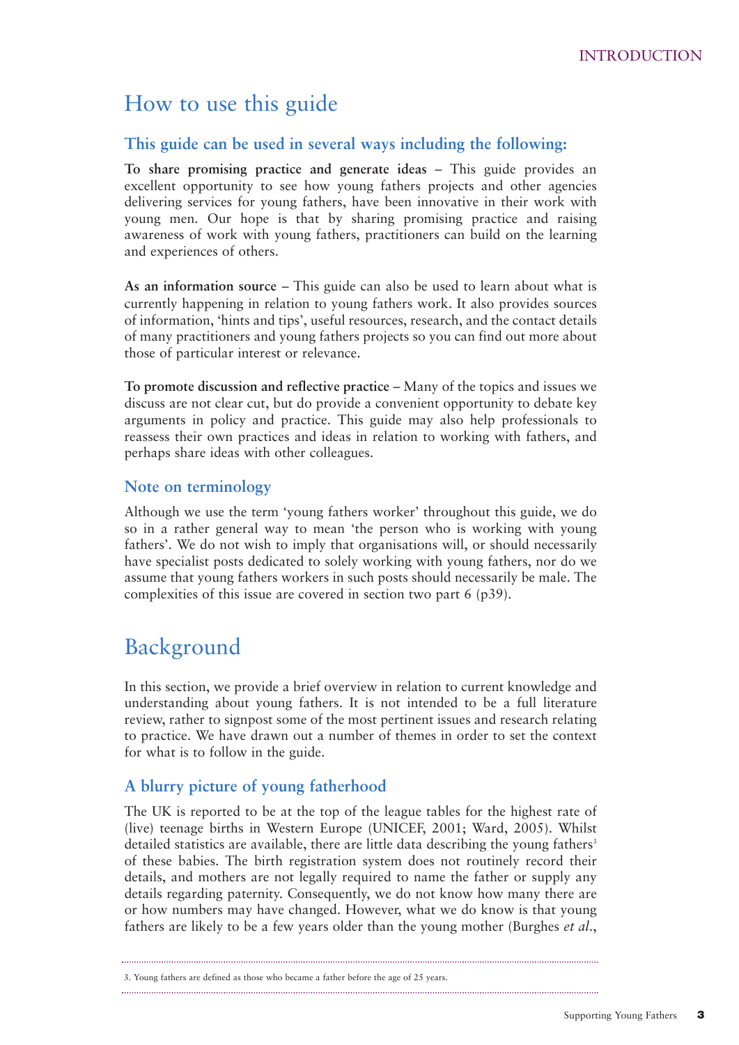# How to use this guide

### This guide can be used in several ways including the following:

**To share promising practice and generate ideas** – This guide provides an excellent opportunity to see how young fathers projects and other agencies delivering services for young fathers, have been innovative in their work with young men. Our hope is that by sharing promising practice and raising awareness of work with young fathers, practitioners can build on the learning and experiences of others.

**As an information source** – This guide can also be used to learn about what is currently happening in relation to young fathers work. It also provides sources of information, 'hints and tips', useful resources, research, and the contact details of many practitioners and young fathers projects so you can find out more about those of particular interest or relevance.

**To promote discussion and reflective practice** – Many of the topics and issues we discuss are not clear cut, but do provide a convenient opportunity to debate key arguments in policy and practice. This guide may also help professionals to reassess their own practices and ideas in relation to working with fathers, and perhaps share ideas with other colleagues.

### Note on terminology

Although we use the term 'young fathers worker' throughout this guide, we do so in a rather general way to mean 'the person who is working with young fathers'. We do not wish to imply that organisations will, or should necessarily have specialist posts dedicated to solely working with young fathers, nor do we assume that young fathers workers in such posts should necessarily be male. The complexities of this issue are covered in section two part 6 (p39).

# Background

In this section, we provide a brief overview in relation to current knowledge and understanding about young fathers. It is not intended to be a full literature review, rather to signpost some of the most pertinent issues and research relating to practice. We have drawn out a number of themes in order to set the context for what is to follow in the guide.

### A blurry picture of young fatherhood

The UK is reported to be at the top of the league tables for the highest rate of (live) teenage births in Western Europe (UNICEF, 2001; Ward, 2005). Whilst detailed statistics are available, there are little data describing the young fathers[3] of these babies. The birth registration system does not routinely record their details, and mothers are not legally required to name the father or supply any details regarding paternity. Consequently, we do not know how many there are or how numbers may have changed. However, what we do know is that young fathers are likely to be a few years older than the young mother (Burghes *et al*.,

3. Young fathers are defined as those who became a father before the age of 25 years.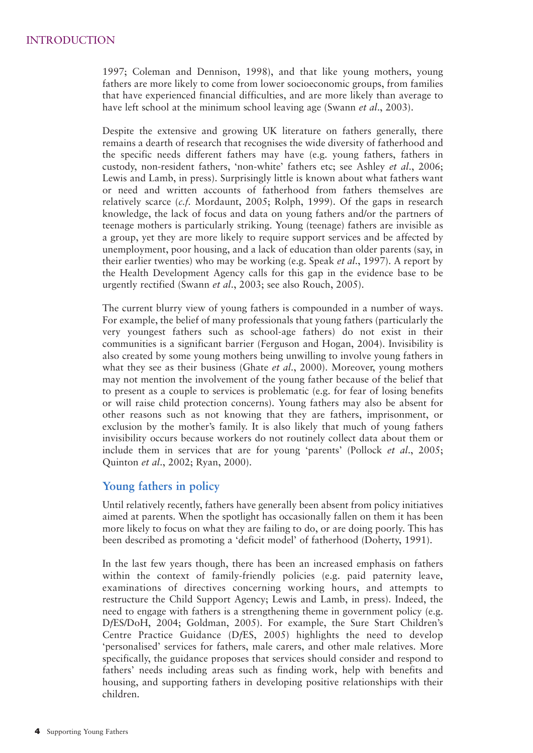1997; Coleman and Dennison, 1998), and that like young mothers, young fathers are more likely to come from lower socioeconomic groups, from families that have experienced financial difficulties, and are more likely than average to have left school at the minimum school leaving age (Swann *et al*., 2003).

Despite the extensive and growing UK literature on fathers generally, there remains a dearth of research that recognises the wide diversity of fatherhood and the specific needs different fathers may have (e.g. young fathers, fathers in custody, non-resident fathers, 'non-white' fathers etc; see Ashley *et al*., 2006; Lewis and Lamb, in press). Surprisingly little is known about what fathers want or need and written accounts of fatherhood from fathers themselves are relatively scarce (*c.f.* Mordaunt, 2005; Rolph, 1999). Of the gaps in research knowledge, the lack of focus and data on young fathers and/or the partners of teenage mothers is particularly striking. Young (teenage) fathers are invisible as a group, yet they are more likely to require support services and be affected by unemployment, poor housing, and a lack of education than older parents (say, in their earlier twenties) who may be working (e.g. Speak *et al*., 1997). A report by the Health Development Agency calls for this gap in the evidence base to be urgently rectified (Swann *et al*., 2003; see also Rouch, 2005).

The current blurry view of young fathers is compounded in a number of ways. For example, the belief of many professionals that young fathers (particularly the very youngest fathers such as school-age fathers) do not exist in their communities is a significant barrier (Ferguson and Hogan, 2004). Invisibility is also created by some young mothers being unwilling to involve young fathers in what they see as their business (Ghate *et al*., 2000). Moreover, young mothers may not mention the involvement of the young father because of the belief that to present as a couple to services is problematic (e.g. for fear of losing benefits or will raise child protection concerns). Young fathers may also be absent for other reasons such as not knowing that they are fathers, imprisonment, or exclusion by the mother's family. It is also likely that much of young fathers invisibility occurs because workers do not routinely collect data about them or include them in services that are for young 'parents' (Pollock *et al*., 2005; Quinton *et al*., 2002; Ryan, 2000).

## Young fathers in policy

Until relatively recently, fathers have generally been absent from policy initiatives aimed at parents. When the spotlight has occasionally fallen on them it has been more likely to focus on what they are failing to do, or are doing poorly. This has been described as promoting a 'deficit model' of fatherhood (Doherty, 1991).

In the last few years though, there has been an increased emphasis on fathers within the context of family-friendly policies (e.g. paid paternity leave, examinations of directives concerning working hours, and attempts to restructure the Child Support Agency; Lewis and Lamb, in press). Indeed, the need to engage with fathers is a strengthening theme in government policy (e.g. D*f*ES/DoH, 2004; Goldman, 2005). For example, the Sure Start Children's Centre Practice Guidance (D*f*ES, 2005) highlights the need to develop 'personalised' services for fathers, male carers, and other male relatives. More specifically, the guidance proposes that services should consider and respond to fathers' needs including areas such as finding work, help with benefits and housing, and supporting fathers in developing positive relationships with their children.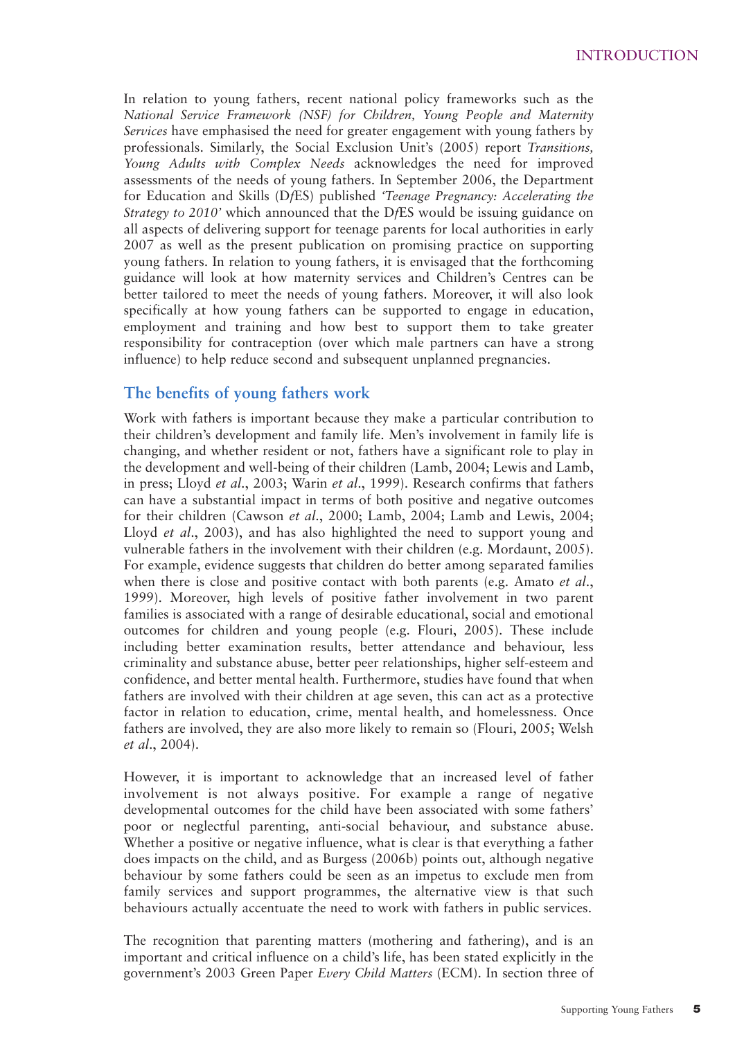In relation to young fathers, recent national policy frameworks such as the *National Service Framework (NSF) for Children, Young People and Maternity Services* have emphasised the need for greater engagement with young fathers by professionals. Similarly, the Social Exclusion Unit's (2005) report *Transitions, Young Adults with Complex Needs* acknowledges the need for improved assessments of the needs of young fathers. In September 2006, the Department for Education and Skills (D*f*ES) published *'Teenage Pregnancy: Accelerating the Strategy to 2010'* which announced that the D*f*ES would be issuing guidance on all aspects of delivering support for teenage parents for local authorities in early 2007 as well as the present publication on promising practice on supporting young fathers. In relation to young fathers, it is envisaged that the forthcoming guidance will look at how maternity services and Children's Centres can be better tailored to meet the needs of young fathers. Moreover, it will also look specifically at how young fathers can be supported to engage in education, employment and training and how best to support them to take greater responsibility for contraception (over which male partners can have a strong influence) to help reduce second and subsequent unplanned pregnancies.

## The benefits of young fathers work

Work with fathers is important because they make a particular contribution to their children's development and family life. Men's involvement in family life is changing, and whether resident or not, fathers have a significant role to play in the development and well-being of their children (Lamb, 2004; Lewis and Lamb, in press; Lloyd *et al*., 2003; Warin *et al*., 1999). Research confirms that fathers can have a substantial impact in terms of both positive and negative outcomes for their children (Cawson *et al*., 2000; Lamb, 2004; Lamb and Lewis, 2004; Lloyd *et al*., 2003), and has also highlighted the need to support young and vulnerable fathers in the involvement with their children (e.g. Mordaunt, 2005). For example, evidence suggests that children do better among separated families when there is close and positive contact with both parents (e.g. Amato *et al*., 1999). Moreover, high levels of positive father involvement in two parent families is associated with a range of desirable educational, social and emotional outcomes for children and young people (e.g. Flouri, 2005). These include including better examination results, better attendance and behaviour, less criminality and substance abuse, better peer relationships, higher self-esteem and confidence, and better mental health. Furthermore, studies have found that when fathers are involved with their children at age seven, this can act as a protective factor in relation to education, crime, mental health, and homelessness. Once fathers are involved, they are also more likely to remain so (Flouri, 2005; Welsh *et al*., 2004).

However, it is important to acknowledge that an increased level of father involvement is not always positive. For example a range of negative developmental outcomes for the child have been associated with some fathers' poor or neglectful parenting, anti-social behaviour, and substance abuse. Whether a positive or negative influence, what is clear is that everything a father does impacts on the child, and as Burgess (2006b) points out, although negative behaviour by some fathers could be seen as an impetus to exclude men from family services and support programmes, the alternative view is that such behaviours actually accentuate the need to work with fathers in public services.

The recognition that parenting matters (mothering and fathering), and is an important and critical influence on a child's life, has been stated explicitly in the government's 2003 Green Paper *Every Child Matters* (ECM). In section three of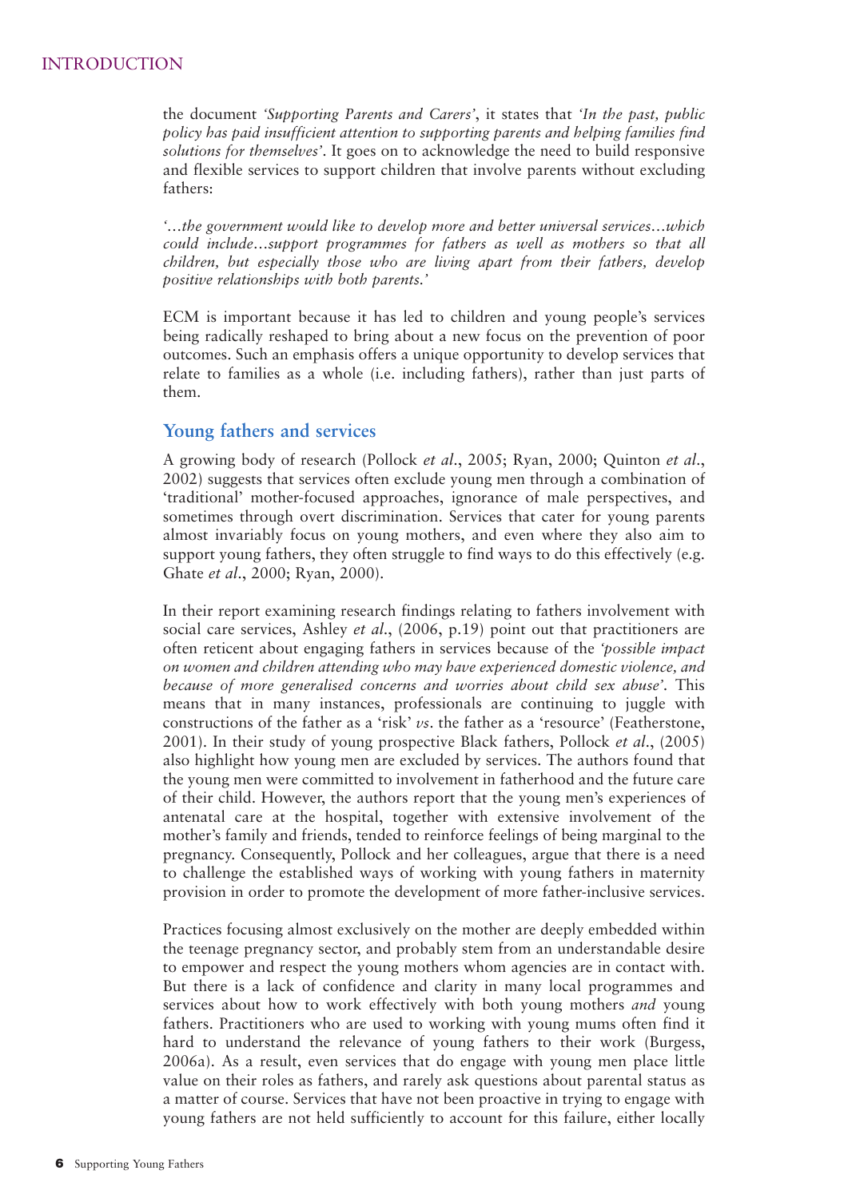the document *'Supporting Parents and Carers'*, it states that *'In the past, public policy has paid insufficient attention to supporting parents and helping families find solutions for themselves'*. It goes on to acknowledge the need to build responsive and flexible services to support children that involve parents without excluding fathers:

*'…the government would like to develop more and better universal services…which could include…support programmes for fathers as well as mothers so that all children, but especially those who are living apart from their fathers, develop positive relationships with both parents.'*

ECM is important because it has led to children and young people's services being radically reshaped to bring about a new focus on the prevention of poor outcomes. Such an emphasis offers a unique opportunity to develop services that relate to families as a whole (i.e. including fathers), rather than just parts of them.

## Young fathers and services

A growing body of research (Pollock *et al*., 2005; Ryan, 2000; Quinton *et al*., 2002) suggests that services often exclude young men through a combination of 'traditional' mother-focused approaches, ignorance of male perspectives, and sometimes through overt discrimination. Services that cater for young parents almost invariably focus on young mothers, and even where they also aim to support young fathers, they often struggle to find ways to do this effectively (e.g. Ghate *et al*., 2000; Ryan, 2000).

In their report examining research findings relating to fathers involvement with social care services, Ashley *et al*., (2006, p.19) point out that practitioners are often reticent about engaging fathers in services because of the *'possible impact on women and children attending who may have experienced domestic violence, and because of more generalised concerns and worries about child sex abuse'*. This means that in many instances, professionals are continuing to juggle with constructions of the father as a 'risk' *vs*. the father as a 'resource' (Featherstone, 2001). In their study of young prospective Black fathers, Pollock *et al*., (2005) also highlight how young men are excluded by services. The authors found that the young men were committed to involvement in fatherhood and the future care of their child. However, the authors report that the young men's experiences of antenatal care at the hospital, together with extensive involvement of the mother's family and friends, tended to reinforce feelings of being marginal to the pregnancy. Consequently, Pollock and her colleagues, argue that there is a need to challenge the established ways of working with young fathers in maternity provision in order to promote the development of more father-inclusive services.

Practices focusing almost exclusively on the mother are deeply embedded within the teenage pregnancy sector, and probably stem from an understandable desire to empower and respect the young mothers whom agencies are in contact with. But there is a lack of confidence and clarity in many local programmes and services about how to work effectively with both young mothers *and* young fathers. Practitioners who are used to working with young mums often find it hard to understand the relevance of young fathers to their work (Burgess, 2006a). As a result, even services that do engage with young men place little value on their roles as fathers, and rarely ask questions about parental status as a matter of course. Services that have not been proactive in trying to engage with young fathers are not held sufficiently to account for this failure, either locally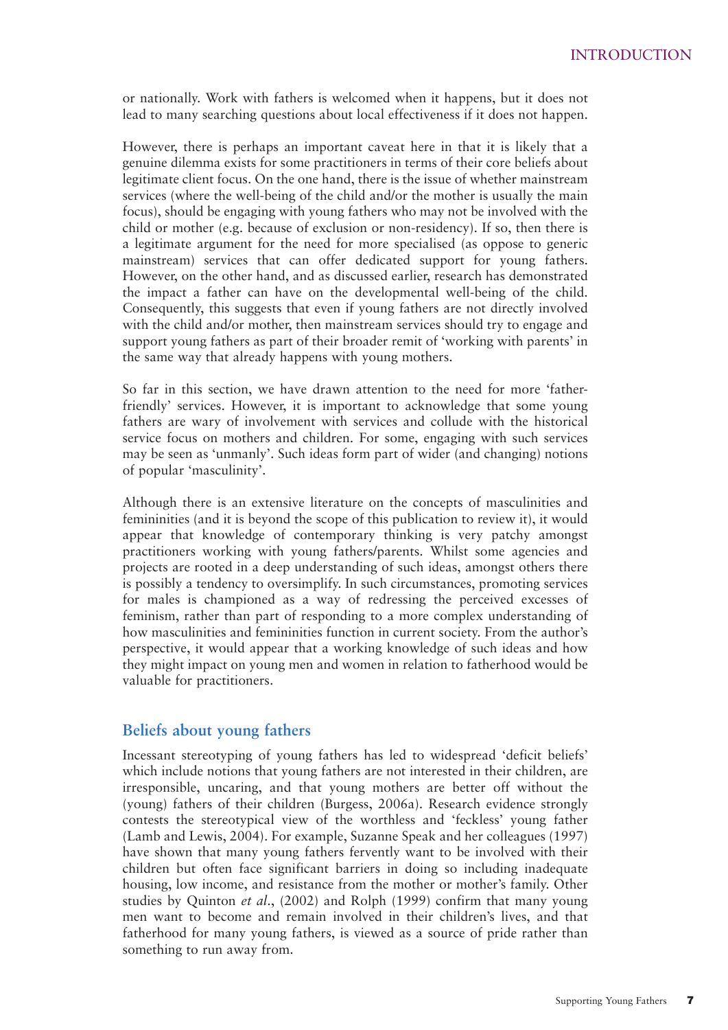or nationally. Work with fathers is welcomed when it happens, but it does not lead to many searching questions about local effectiveness if it does not happen.

However, there is perhaps an important caveat here in that it is likely that a genuine dilemma exists for some practitioners in terms of their core beliefs about legitimate client focus. On the one hand, there is the issue of whether mainstream services (where the well-being of the child and/or the mother is usually the main focus), should be engaging with young fathers who may not be involved with the child or mother (e.g. because of exclusion or non-residency). If so, then there is a legitimate argument for the need for more specialised (as oppose to generic mainstream) services that can offer dedicated support for young fathers. However, on the other hand, and as discussed earlier, research has demonstrated the impact a father can have on the developmental well-being of the child. Consequently, this suggests that even if young fathers are not directly involved with the child and/or mother, then mainstream services should try to engage and support young fathers as part of their broader remit of 'working with parents' in the same way that already happens with young mothers.

So far in this section, we have drawn attention to the need for more 'father-friendly' services. However, it is important to acknowledge that some young fathers are wary of involvement with services and collude with the historical service focus on mothers and children. For some, engaging with such services may be seen as 'unmanly'. Such ideas form part of wider (and changing) notions of popular 'masculinity'.

Although there is an extensive literature on the concepts of masculinities and femininities (and it is beyond the scope of this publication to review it), it would appear that knowledge of contemporary thinking is very patchy amongst practitioners working with young fathers/parents. Whilst some agencies and projects are rooted in a deep understanding of such ideas, amongst others there is possibly a tendency to oversimplify. In such circumstances, promoting services for males is championed as a way of redressing the perceived excesses of feminism, rather than part of responding to a more complex understanding of how masculinities and femininities function in current society. From the author's perspective, it would appear that a working knowledge of such ideas and how they might impact on young men and women in relation to fatherhood would be valuable for practitioners.

## Beliefs about young fathers

Incessant stereotyping of young fathers has led to widespread 'deficit beliefs' which include notions that young fathers are not interested in their children, are irresponsible, uncaring, and that young mothers are better off without the (young) fathers of their children (Burgess, 2006a). Research evidence strongly contests the stereotypical view of the worthless and 'feckless' young father (Lamb and Lewis, 2004). For example, Suzanne Speak and her colleagues (1997) have shown that many young fathers fervently want to be involved with their children but often face significant barriers in doing so including inadequate housing, low income, and resistance from the mother or mother's family. Other studies by Quinton *et al.*, (2002) and Rolph (1999) confirm that many young men want to become and remain involved in their children's lives, and that fatherhood for many young fathers, is viewed as a source of pride rather than something to run away from.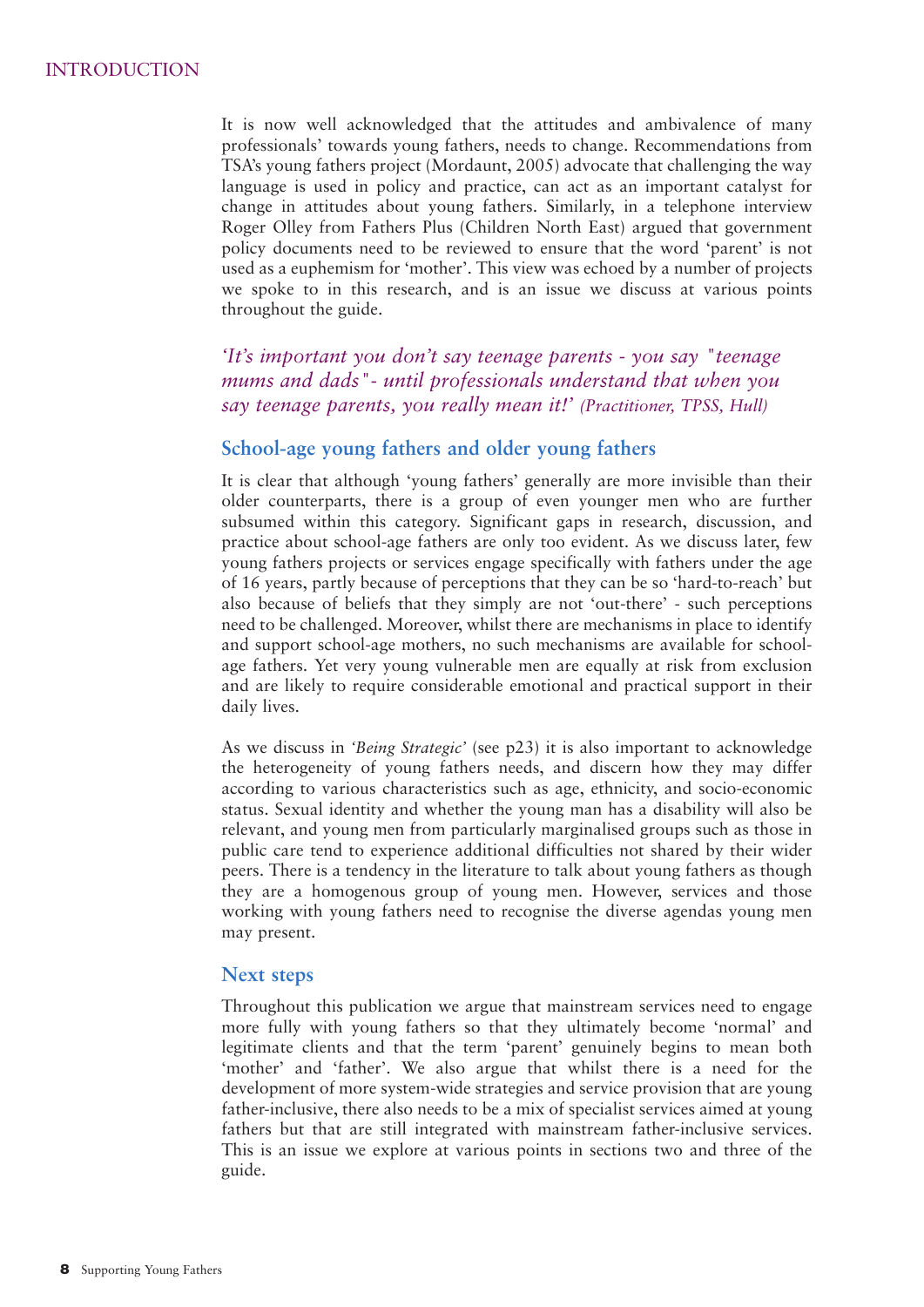# INTRODUCTION

It is now well acknowledged that the attitudes and ambivalence of many professionals' towards young fathers, needs to change. Recommendations from TSA's young fathers project (Mordaunt, 2005) advocate that challenging the way language is used in policy and practice, can act as an important catalyst for change in attitudes about young fathers. Similarly, in a telephone interview Roger Olley from Fathers Plus (Children North East) argued that government policy documents need to be reviewed to ensure that the word 'parent' is not used as a euphemism for 'mother'. This view was echoed by a number of projects we spoke to in this research, and is an issue we discuss at various points throughout the guide.

*'It's important you don't say teenage parents - you say "teenage mums and dads"- until professionals understand that when you say teenage parents, you really mean it!' (Practitioner, TPSS, Hull)*

## School-age young fathers and older young fathers

It is clear that although 'young fathers' generally are more invisible than their older counterparts, there is a group of even younger men who are further subsumed within this category. Significant gaps in research, discussion, and practice about school-age fathers are only too evident. As we discuss later, few young fathers projects or services engage specifically with fathers under the age of 16 years, partly because of perceptions that they can be so 'hard-to-reach' but also because of beliefs that they simply are not 'out-there' - such perceptions need to be challenged. Moreover, whilst there are mechanisms in place to identify and support school-age mothers, no such mechanisms are available for school-age fathers. Yet very young vulnerable men are equally at risk from exclusion and are likely to require considerable emotional and practical support in their daily lives.

As we discuss in *'Being Strategic'* (see p23) it is also important to acknowledge the heterogeneity of young fathers needs, and discern how they may differ according to various characteristics such as age, ethnicity, and socio-economic status. Sexual identity and whether the young man has a disability will also be relevant, and young men from particularly marginalised groups such as those in public care tend to experience additional difficulties not shared by their wider peers. There is a tendency in the literature to talk about young fathers as though they are a homogenous group of young men. However, services and those working with young fathers need to recognise the diverse agendas young men may present.

## Next steps

Throughout this publication we argue that mainstream services need to engage more fully with young fathers so that they ultimately become 'normal' and legitimate clients and that the term 'parent' genuinely begins to mean both 'mother' and 'father'. We also argue that whilst there is a need for the development of more system-wide strategies and service provision that are young father-inclusive, there also needs to be a mix of specialist services aimed at young fathers but that are still integrated with mainstream father-inclusive services. This is an issue we explore at various points in sections two and three of the guide.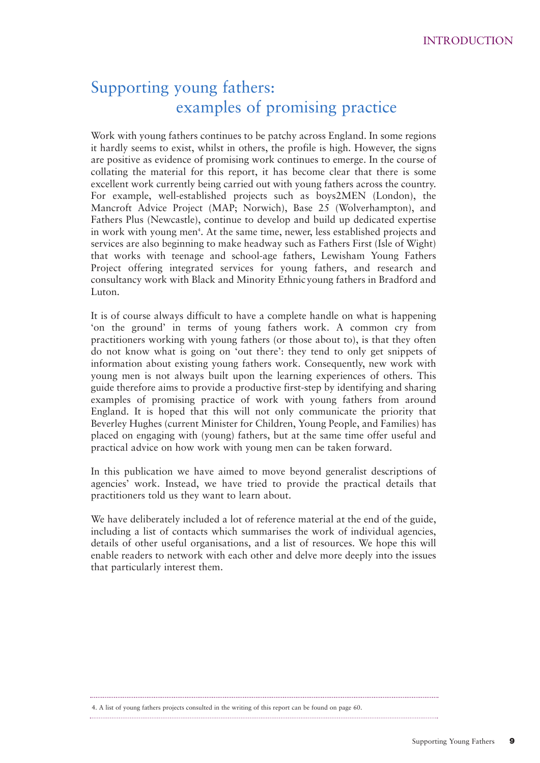# Supporting young fathers: examples of promising practice

Work with young fathers continues to be patchy across England. In some regions it hardly seems to exist, whilst in others, the profile is high. However, the signs are positive as evidence of promising work continues to emerge. In the course of collating the material for this report, it has become clear that there is some excellent work currently being carried out with young fathers across the country. For example, well-established projects such as boys2MEN (London), the Mancroft Advice Project (MAP; Norwich), Base 25 (Wolverhampton), and Fathers Plus (Newcastle), continue to develop and build up dedicated expertise in work with young men[4]. At the same time, newer, less established projects and services are also beginning to make headway such as Fathers First (Isle of Wight) that works with teenage and school-age fathers, Lewisham Young Fathers Project offering integrated services for young fathers, and research and consultancy work with Black and Minority Ethnic young fathers in Bradford and Luton.

It is of course always difficult to have a complete handle on what is happening 'on the ground' in terms of young fathers work. A common cry from practitioners working with young fathers (or those about to), is that they often do not know what is going on 'out there': they tend to only get snippets of information about existing young fathers work. Consequently, new work with young men is not always built upon the learning experiences of others. This guide therefore aims to provide a productive first-step by identifying and sharing examples of promising practice of work with young fathers from around England. It is hoped that this will not only communicate the priority that Beverley Hughes (current Minister for Children, Young People, and Families) has placed on engaging with (young) fathers, but at the same time offer useful and practical advice on how work with young men can be taken forward.

In this publication we have aimed to move beyond generalist descriptions of agencies' work. Instead, we have tried to provide the practical details that practitioners told us they want to learn about.

We have deliberately included a lot of reference material at the end of the guide, including a list of contacts which summarises the work of individual agencies, details of other useful organisations, and a list of resources. We hope this will enable readers to network with each other and delve more deeply into the issues that particularly interest them.

---

4. A list of young fathers projects consulted in the writing of this report can be found on page 60.